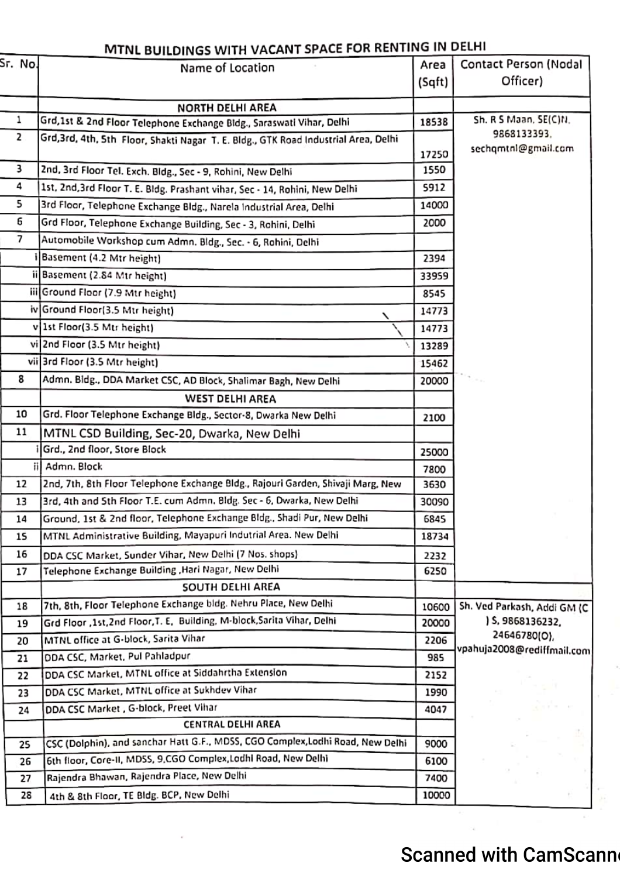# MTNL BUILDINGS WITH VACANT SPACE FOR RENTING IN DELHI

| Sr. No. | Name of Location | Area (Sqft) | Contact Person (Nodal Officer) |
|---|---|---|---|
| | NORTH DELHI AREA | | |
| 1 | Grd,1st & 2nd Floor Telephone Exchange Bldg., Saraswati Vihar, Delhi | 18538 | Sh. R S Maan, SE(C)N, 9868133393, sechqmtnl@gmail.com |
| 2 | Grd,3rd, 4th, 5th Floor, Shakti Nagar T. E. Bldg., GTK Road Industrial Area, Delhi | 17250 | |
| 3 | 2nd, 3rd Floor Tel. Exch. Bldg., Sec - 9, Rohini, New Delhi | 1550 | |
| 4 | 1st, 2nd,3rd Floor T. E. Bldg. Prashant vihar, Sec - 14, Rohini, New Delhi | 5912 | |
| 5 | 3rd Floor, Telephone Exchange Bldg., Narela Industrial Area, Delhi | 14000 | |
| 6 | Grd Floor, Telephone Exchange Building, Sec - 3, Rohini, Delhi | 2000 | |
| 7 | Automobile Workshop cum Admn. Bldg., Sec. - 6, Rohini, Delhi | | |
| i | Basement (4.2 Mtr height) | 2394 | |
| ii | Basement (2.84 Mtr height) | 33959 | |
| iii | Ground Floor (7.9 Mtr height) | 8545 | |
| iv | Ground Floor(3.5 Mtr height) | 14773 | |
| v | 1st Floor(3.5 Mtr height) | 14773 | |
| vi | 2nd Floor (3.5 Mtr height) | 13289 | |
| vii | 3rd Floor (3.5 Mtr height) | 15462 | |
| 8 | Admn. Bldg., DDA Market CSC, AD Block, Shalimar Bagh, New Delhi | 20000 | |
| | WEST DELHI AREA | | |
| 10 | Grd. Floor Telephone Exchange Bldg., Sector-8, Dwarka New Delhi | 2100 | |
| 11 | MTNL CSD Building, Sec-20, Dwarka, New Delhi | | |
| i | Grd., 2nd floor, Store Block | 25000 | |
| ii | Admn. Block | 7800 | |
| 12 | 2nd, 7th, 8th Floor Telephone Exchange Bldg., Rajouri Garden, Shivaji Marg, New | 3630 | |
| 13 | 3rd, 4th and 5th Floor T.E. cum Admn. Bldg. Sec - 6, Dwarka, New Delhi | 30090 | |
| 14 | Ground, 1st & 2nd floor, Telephone Exchange Bldg., Shadi Pur, New Delhi | 6845 | |
| 15 | MTNL Administrative Building, Mayapuri Indutrial Area. New Delhi | 18734 | |
| 16 | DDA CSC Market, Sunder Vihar, New Delhi (7 Nos. shops) | 2232 | |
| 17 | Telephone Exchange Building ,Hari Nagar, New Delhi | 6250 | |
| | SOUTH DELHI AREA | | |
| 18 | 7th, 8th, Floor Telephone Exchange bldg. Nehru Place, New Delhi | 10600 | Sh. Ved Parkash, Addl GM (C) S, 9868136232, 24646780(O), vpahuja2008@rediffmail.com |
| 19 | Grd Floor ,1st,2nd Floor,T. E, Building, M-block,Sarita Vihar, Delhi | 20000 | |
| 20 | MTNL office at G-block, Sarita Vihar | 2206 | |
| 21 | DDA CSC, Market, Pul Pahladpur | 985 | |
| 22 | DDA CSC Market, MTNL office at Siddahrtha Extension | 2152 | |
| 23 | DDA CSC Market, MTNL office at Sukhdev Vihar | 1990 | |
| 24 | DDA CSC Market , G-block, Preet Vihar | 4047 | |
| | CENTRAL DELHI AREA | | |
| 25 | CSC (Dolphin), and sanchar Hatt G.F., MDSS, CGO Complex,Lodhi Road, New Delhi | 9000 | |
| 26 | 6th floor, Core-II, MDSS, 9,CGO Complex,Lodhi Road, New Delhi | 6100 | |
| 27 | Rajendra Bhawan, Rajendra Place, New Delhi | 7400 | |
| 28 | 4th & 8th Floor, TE Bldg. BCP, New Delhi | 10000 | |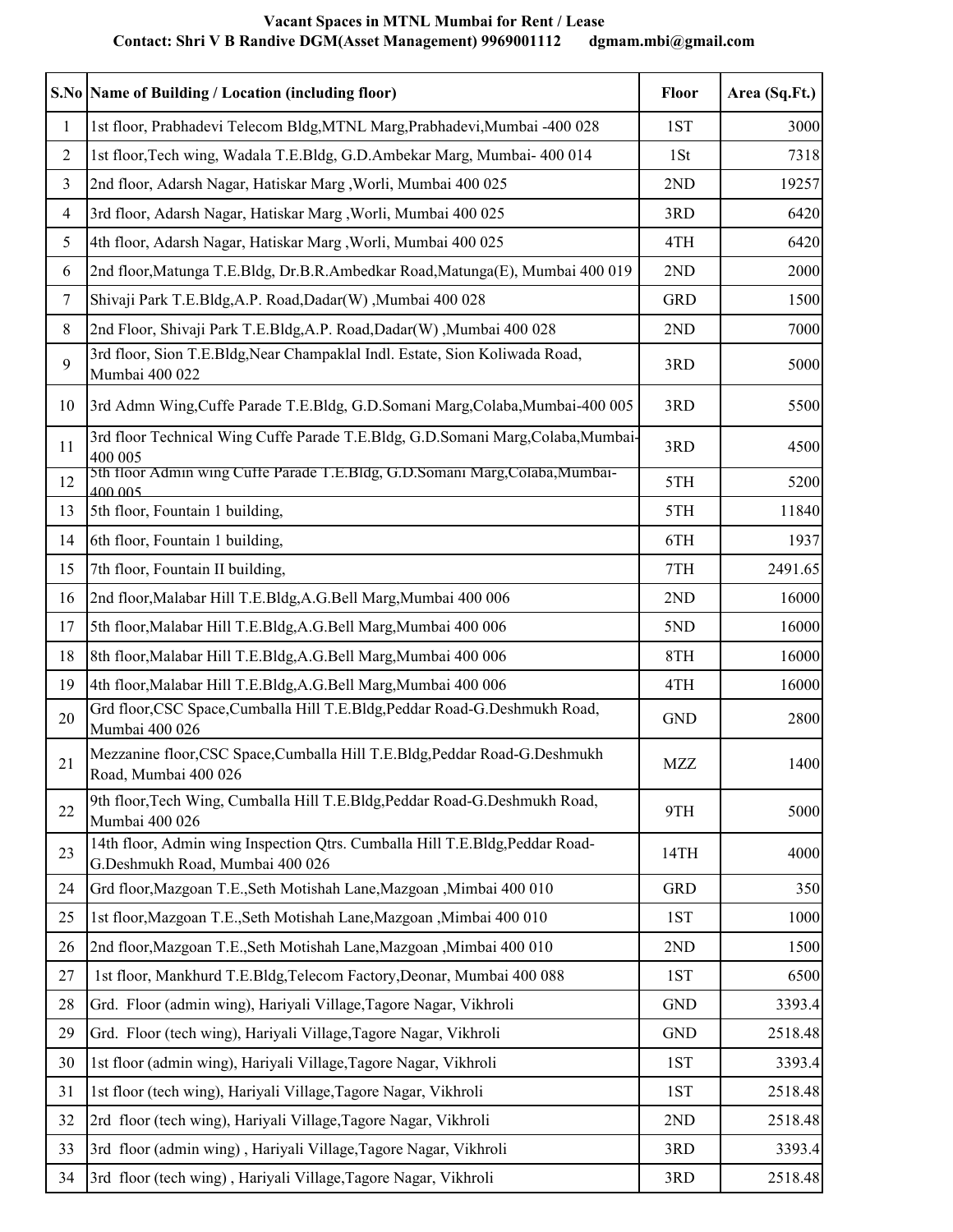**Vacant Spaces in MTNL Mumbai for Rent / Lease**

**Contact: Shri V B Randive DGM(Asset Management) 9969001112 dgmam.mbi@gmail.com**

| S.No | Name of Building / Location (including floor) | Floor | Area (Sq.Ft.) |
|---|---|---|---|
| 1 | 1st floor, Prabhadevi Telecom Bldg,MTNL Marg,Prabhadevi,Mumbai -400 028 | 1ST | 3000 |
| 2 | 1st floor,Tech wing, Wadala T.E.Bldg, G.D.Ambekar Marg, Mumbai- 400 014 | 1St | 7318 |
| 3 | 2nd floor, Adarsh Nagar, Hatiskar Marg ,Worli, Mumbai 400 025 | 2ND | 19257 |
| 4 | 3rd floor, Adarsh Nagar, Hatiskar Marg ,Worli, Mumbai 400 025 | 3RD | 6420 |
| 5 | 4th floor, Adarsh Nagar, Hatiskar Marg ,Worli, Mumbai 400 025 | 4TH | 6420 |
| 6 | 2nd floor,Matunga T.E.Bldg, Dr.B.R.Ambedkar Road,Matunga(E), Mumbai 400 019 | 2ND | 2000 |
| 7 | Shivaji Park T.E.Bldg,A.P. Road,Dadar(W) ,Mumbai 400 028 | GRD | 1500 |
| 8 | 2nd Floor, Shivaji Park T.E.Bldg,A.P. Road,Dadar(W) ,Mumbai 400 028 | 2ND | 7000 |
| 9 | 3rd floor, Sion T.E.Bldg,Near Champaklal Indl. Estate, Sion Koliwada Road, Mumbai 400 022 | 3RD | 5000 |
| 10 | 3rd Admn Wing,Cuffe Parade T.E.Bldg, G.D.Somani Marg,Colaba,Mumbai-400 005 | 3RD | 5500 |
| 11 | 3rd floor Technical Wing Cuffe Parade T.E.Bldg, G.D.Somani Marg,Colaba,Mumbai-400 005 | 3RD | 4500 |
| 12 | 5th floor Admin wing Cuffe Parade T.E.Bldg, G.D.Somani Marg,Colaba,Mumbai-400 005 | 5TH | 5200 |
| 13 | 5th floor, Fountain 1 building, | 5TH | 11840 |
| 14 | 6th floor, Fountain 1 building, | 6TH | 1937 |
| 15 | 7th floor, Fountain II building, | 7TH | 2491.65 |
| 16 | 2nd floor,Malabar Hill T.E.Bldg,A.G.Bell Marg,Mumbai 400 006 | 2ND | 16000 |
| 17 | 5th floor,Malabar Hill T.E.Bldg,A.G.Bell Marg,Mumbai 400 006 | 5ND | 16000 |
| 18 | 8th floor,Malabar Hill T.E.Bldg,A.G.Bell Marg,Mumbai 400 006 | 8TH | 16000 |
| 19 | 4th floor,Malabar Hill T.E.Bldg,A.G.Bell Marg,Mumbai 400 006 | 4TH | 16000 |
| 20 | Grd floor,CSC Space,Cumballa Hill T.E.Bldg,Peddar Road-G.Deshmukh Road, Mumbai 400 026 | GND | 2800 |
| 21 | Mezzanine floor,CSC Space,Cumballa Hill T.E.Bldg,Peddar Road-G.Deshmukh Road, Mumbai 400 026 | MZZ | 1400 |
| 22 | 9th floor,Tech Wing, Cumballa Hill T.E.Bldg,Peddar Road-G.Deshmukh Road, Mumbai 400 026 | 9TH | 5000 |
| 23 | 14th floor, Admin wing Inspection Qtrs. Cumballa Hill T.E.Bldg,Peddar Road-G.Deshmukh Road, Mumbai 400 026 | 14TH | 4000 |
| 24 | Grd floor,Mazgoan T.E.,Seth Motishah Lane,Mazgoan ,Mimbai 400 010 | GRD | 350 |
| 25 | 1st floor,Mazgoan T.E.,Seth Motishah Lane,Mazgoan ,Mimbai 400 010 | 1ST | 1000 |
| 26 | 2nd floor,Mazgoan T.E.,Seth Motishah Lane,Mazgoan ,Mimbai 400 010 | 2ND | 1500 |
| 27 | 1st floor, Mankhurd T.E.Bldg,Telecom Factory,Deonar, Mumbai 400 088 | 1ST | 6500 |
| 28 | Grd. Floor (admin wing), Hariyali Village,Tagore Nagar, Vikhroli | GND | 3393.4 |
| 29 | Grd. Floor (tech wing), Hariyali Village,Tagore Nagar, Vikhroli | GND | 2518.48 |
| 30 | 1st floor (admin wing), Hariyali Village,Tagore Nagar, Vikhroli | 1ST | 3393.4 |
| 31 | 1st floor (tech wing), Hariyali Village,Tagore Nagar, Vikhroli | 1ST | 2518.48 |
| 32 | 2rd floor (tech wing), Hariyali Village,Tagore Nagar, Vikhroli | 2ND | 2518.48 |
| 33 | 3rd floor (admin wing) , Hariyali Village,Tagore Nagar, Vikhroli | 3RD | 3393.4 |
| 34 | 3rd floor (tech wing) , Hariyali Village,Tagore Nagar, Vikhroli | 3RD | 2518.48 |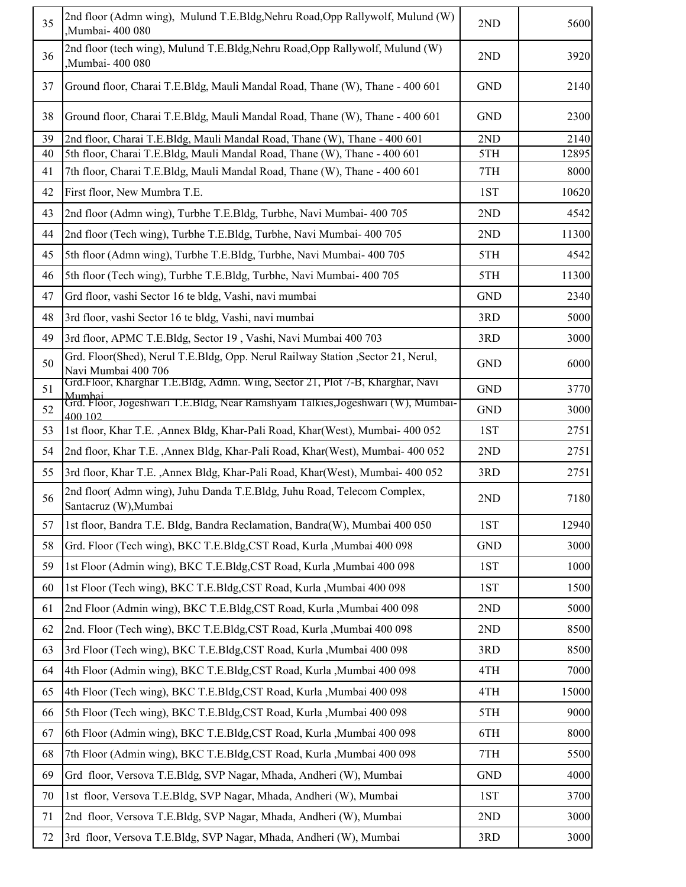| | | | |
|---|---|---|---|
| 35 | 2nd floor (Admn wing), Mulund T.E.Bldg,Nehru Road,Opp Rallywolf, Mulund (W) ,Mumbai- 400 080 | 2ND | 5600 |
| 36 | 2nd floor (tech wing), Mulund T.E.Bldg,Nehru Road,Opp Rallywolf, Mulund (W) ,Mumbai- 400 080 | 2ND | 3920 |
| 37 | Ground floor, Charai T.E.Bldg, Mauli Mandal Road, Thane (W), Thane - 400 601 | GND | 2140 |
| 38 | Ground floor, Charai T.E.Bldg, Mauli Mandal Road, Thane (W), Thane - 400 601 | GND | 2300 |
| 39 | 2nd floor, Charai T.E.Bldg, Mauli Mandal Road, Thane (W), Thane - 400 601 | 2ND | 2140 |
| 40 | 5th floor, Charai T.E.Bldg, Mauli Mandal Road, Thane (W), Thane - 400 601 | 5TH | 12895 |
| 41 | 7th floor, Charai T.E.Bldg, Mauli Mandal Road, Thane (W), Thane - 400 601 | 7TH | 8000 |
| 42 | First floor, New Mumbra T.E. | 1ST | 10620 |
| 43 | 2nd floor (Admn wing), Turbhe T.E.Bldg, Turbhe, Navi Mumbai- 400 705 | 2ND | 4542 |
| 44 | 2nd floor (Tech wing), Turbhe T.E.Bldg, Turbhe, Navi Mumbai- 400 705 | 2ND | 11300 |
| 45 | 5th floor (Admn wing), Turbhe T.E.Bldg, Turbhe, Navi Mumbai- 400 705 | 5TH | 4542 |
| 46 | 5th floor (Tech wing), Turbhe T.E.Bldg, Turbhe, Navi Mumbai- 400 705 | 5TH | 11300 |
| 47 | Grd floor, vashi Sector 16 te bldg, Vashi, navi mumbai | GND | 2340 |
| 48 | 3rd floor, vashi Sector 16 te bldg, Vashi, navi mumbai | 3RD | 5000 |
| 49 | 3rd floor, APMC T.E.Bldg, Sector 19 , Vashi, Navi Mumbai 400 703 | 3RD | 3000 |
| 50 | Grd. Floor(Shed), Nerul T.E.Bldg, Opp. Nerul Railway Station ,Sector 21, Nerul, Navi Mumbai 400 706 | GND | 6000 |
| 51 | Grd.Floor, Kharghar T.E.Bldg, Admn. Wing, Sector 21, Plot 7-B, Kharghar, Navi Mumbai | GND | 3770 |
| 52 | Grd. Floor, Jogeshwari T.E.Bldg, Near Ramshyam Talkies,Jogeshwari (W), Mumbai-400 102 | GND | 3000 |
| 53 | 1st floor, Khar T.E. ,Annex Bldg, Khar-Pali Road, Khar(West), Mumbai- 400 052 | 1ST | 2751 |
| 54 | 2nd floor, Khar T.E. ,Annex Bldg, Khar-Pali Road, Khar(West), Mumbai- 400 052 | 2ND | 2751 |
| 55 | 3rd floor, Khar T.E. ,Annex Bldg, Khar-Pali Road, Khar(West), Mumbai- 400 052 | 3RD | 2751 |
| 56 | 2nd floor( Admn wing), Juhu Danda T.E.Bldg, Juhu Road, Telecom Complex, Santacruz (W),Mumbai | 2ND | 7180 |
| 57 | 1st floor, Bandra T.E. Bldg, Bandra Reclamation, Bandra(W), Mumbai 400 050 | 1ST | 12940 |
| 58 | Grd. Floor (Tech wing), BKC T.E.Bldg,CST Road, Kurla ,Mumbai 400 098 | GND | 3000 |
| 59 | 1st Floor (Admin wing), BKC T.E.Bldg,CST Road, Kurla ,Mumbai 400 098 | 1ST | 1000 |
| 60 | 1st Floor (Tech wing), BKC T.E.Bldg,CST Road, Kurla ,Mumbai 400 098 | 1ST | 1500 |
| 61 | 2nd Floor (Admin wing), BKC T.E.Bldg,CST Road, Kurla ,Mumbai 400 098 | 2ND | 5000 |
| 62 | 2nd. Floor (Tech wing), BKC T.E.Bldg,CST Road, Kurla ,Mumbai 400 098 | 2ND | 8500 |
| 63 | 3rd Floor (Tech wing), BKC T.E.Bldg,CST Road, Kurla ,Mumbai 400 098 | 3RD | 8500 |
| 64 | 4th Floor (Admin wing), BKC T.E.Bldg,CST Road, Kurla ,Mumbai 400 098 | 4TH | 7000 |
| 65 | 4th Floor (Tech wing), BKC T.E.Bldg,CST Road, Kurla ,Mumbai 400 098 | 4TH | 15000 |
| 66 | 5th Floor (Tech wing), BKC T.E.Bldg,CST Road, Kurla ,Mumbai 400 098 | 5TH | 9000 |
| 67 | 6th Floor (Admin wing), BKC T.E.Bldg,CST Road, Kurla ,Mumbai 400 098 | 6TH | 8000 |
| 68 | 7th Floor (Admin wing), BKC T.E.Bldg,CST Road, Kurla ,Mumbai 400 098 | 7TH | 5500 |
| 69 | Grd floor, Versova T.E.Bldg, SVP Nagar, Mhada, Andheri (W), Mumbai | GND | 4000 |
| 70 | 1st floor, Versova T.E.Bldg, SVP Nagar, Mhada, Andheri (W), Mumbai | 1ST | 3700 |
| 71 | 2nd floor, Versova T.E.Bldg, SVP Nagar, Mhada, Andheri (W), Mumbai | 2ND | 3000 |
| 72 | 3rd floor, Versova T.E.Bldg, SVP Nagar, Mhada, Andheri (W), Mumbai | 3RD | 3000 |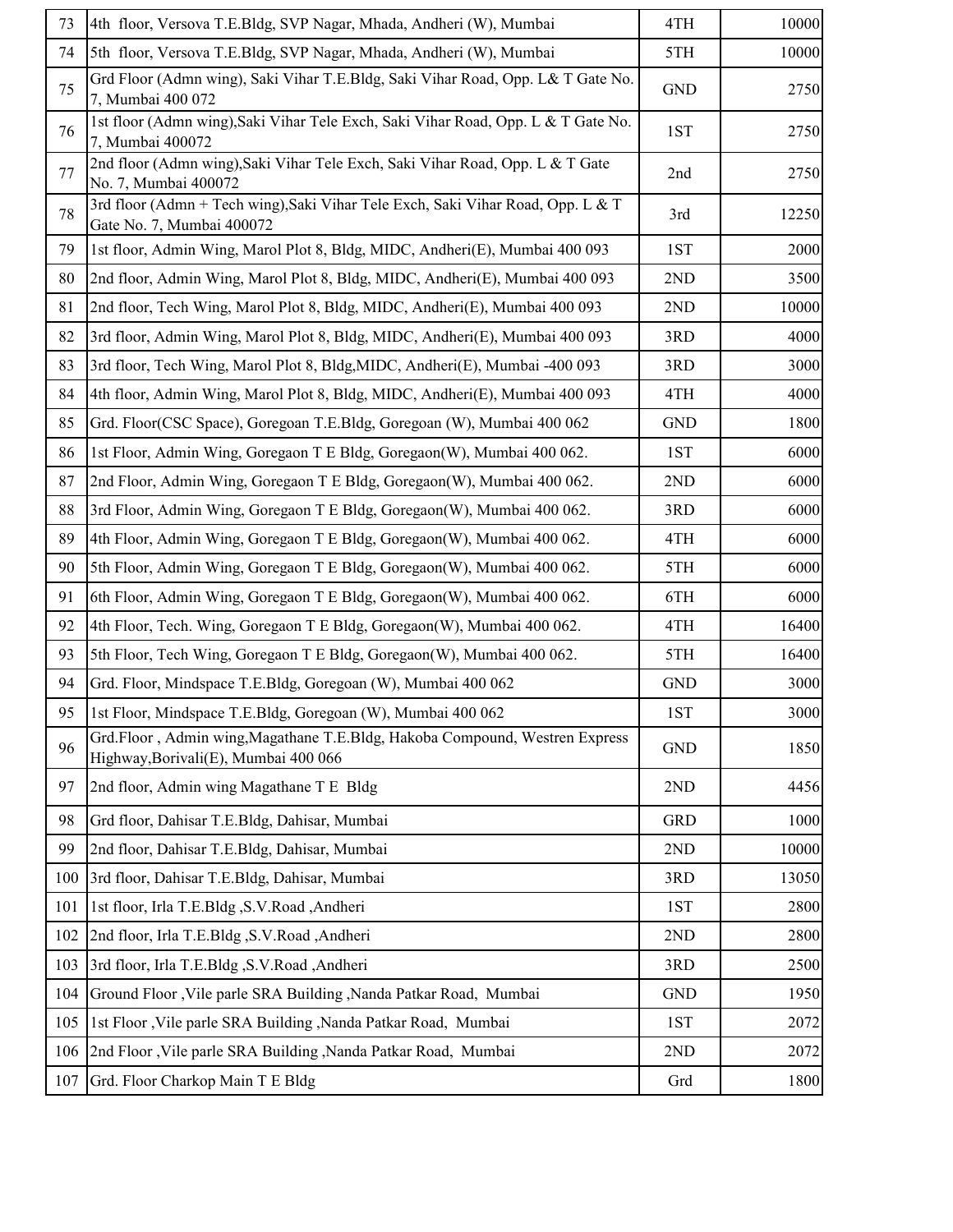| | | | |
|---|---|---|---|
| 73 | 4th  floor, Versova T.E.Bldg, SVP Nagar, Mhada, Andheri (W), Mumbai | 4TH | 10000 |
| 74 | 5th  floor, Versova T.E.Bldg, SVP Nagar, Mhada, Andheri (W), Mumbai | 5TH | 10000 |
| 75 | Grd Floor (Admn wing), Saki Vihar T.E.Bldg, Saki Vihar Road, Opp. L& T Gate No. 7, Mumbai 400 072 | GND | 2750 |
| 76 | 1st floor (Admn wing),Saki Vihar Tele Exch, Saki Vihar Road, Opp. L & T Gate No. 7, Mumbai 400072 | 1ST | 2750 |
| 77 | 2nd floor (Admn wing),Saki Vihar Tele Exch, Saki Vihar Road, Opp. L & T Gate No. 7, Mumbai 400072 | 2nd | 2750 |
| 78 | 3rd floor (Admn + Tech wing),Saki Vihar Tele Exch, Saki Vihar Road, Opp. L & T Gate No. 7, Mumbai 400072 | 3rd | 12250 |
| 79 | 1st floor, Admin Wing, Marol Plot 8, Bldg, MIDC, Andheri(E), Mumbai 400 093 | 1ST | 2000 |
| 80 | 2nd floor, Admin Wing, Marol Plot 8, Bldg, MIDC, Andheri(E), Mumbai 400 093 | 2ND | 3500 |
| 81 | 2nd floor, Tech Wing, Marol Plot 8, Bldg, MIDC, Andheri(E), Mumbai 400 093 | 2ND | 10000 |
| 82 | 3rd floor, Admin Wing, Marol Plot 8, Bldg, MIDC, Andheri(E), Mumbai 400 093 | 3RD | 4000 |
| 83 | 3rd floor, Tech Wing, Marol Plot 8, Bldg,MIDC, Andheri(E), Mumbai -400 093 | 3RD | 3000 |
| 84 | 4th floor, Admin Wing, Marol Plot 8, Bldg, MIDC, Andheri(E), Mumbai 400 093 | 4TH | 4000 |
| 85 | Grd. Floor(CSC Space), Goregoan T.E.Bldg, Goregoan (W), Mumbai 400 062 | GND | 1800 |
| 86 | 1st Floor, Admin Wing, Goregaon T E Bldg, Goregaon(W), Mumbai 400 062. | 1ST | 6000 |
| 87 | 2nd Floor, Admin Wing, Goregaon T E Bldg, Goregaon(W), Mumbai 400 062. | 2ND | 6000 |
| 88 | 3rd Floor, Admin Wing, Goregaon T E Bldg, Goregaon(W), Mumbai 400 062. | 3RD | 6000 |
| 89 | 4th Floor, Admin Wing, Goregaon T E Bldg, Goregaon(W), Mumbai 400 062. | 4TH | 6000 |
| 90 | 5th Floor, Admin Wing, Goregaon T E Bldg, Goregaon(W), Mumbai 400 062. | 5TH | 6000 |
| 91 | 6th Floor, Admin Wing, Goregaon T E Bldg, Goregaon(W), Mumbai 400 062. | 6TH | 6000 |
| 92 | 4th Floor, Tech. Wing, Goregaon T E Bldg, Goregaon(W), Mumbai 400 062. | 4TH | 16400 |
| 93 | 5th Floor, Tech Wing, Goregaon T E Bldg, Goregaon(W), Mumbai 400 062. | 5TH | 16400 |
| 94 | Grd. Floor, Mindspace T.E.Bldg, Goregoan (W), Mumbai 400 062 | GND | 3000 |
| 95 | 1st Floor, Mindspace T.E.Bldg, Goregoan (W), Mumbai 400 062 | 1ST | 3000 |
| 96 | Grd.Floor , Admin wing,Magathane T.E.Bldg, Hakoba Compound, Westren Express Highway,Borivali(E), Mumbai 400 066 | GND | 1850 |
| 97 | 2nd floor, Admin wing Magathane T E  Bldg | 2ND | 4456 |
| 98 | Grd floor, Dahisar T.E.Bldg, Dahisar, Mumbai | GRD | 1000 |
| 99 | 2nd floor, Dahisar T.E.Bldg, Dahisar, Mumbai | 2ND | 10000 |
| 100 | 3rd floor, Dahisar T.E.Bldg, Dahisar, Mumbai | 3RD | 13050 |
| 101 | 1st floor, Irla T.E.Bldg ,S.V.Road ,Andheri | 1ST | 2800 |
| 102 | 2nd floor, Irla T.E.Bldg ,S.V.Road ,Andheri | 2ND | 2800 |
| 103 | 3rd floor, Irla T.E.Bldg ,S.V.Road ,Andheri | 3RD | 2500 |
| 104 | Ground Floor ,Vile parle SRA Building ,Nanda Patkar Road,  Mumbai | GND | 1950 |
| 105 | 1st Floor ,Vile parle SRA Building ,Nanda Patkar Road,  Mumbai | 1ST | 2072 |
| 106 | 2nd Floor ,Vile parle SRA Building ,Nanda Patkar Road,  Mumbai | 2ND | 2072 |
| 107 | Grd. Floor Charkop Main T E Bldg | Grd | 1800 |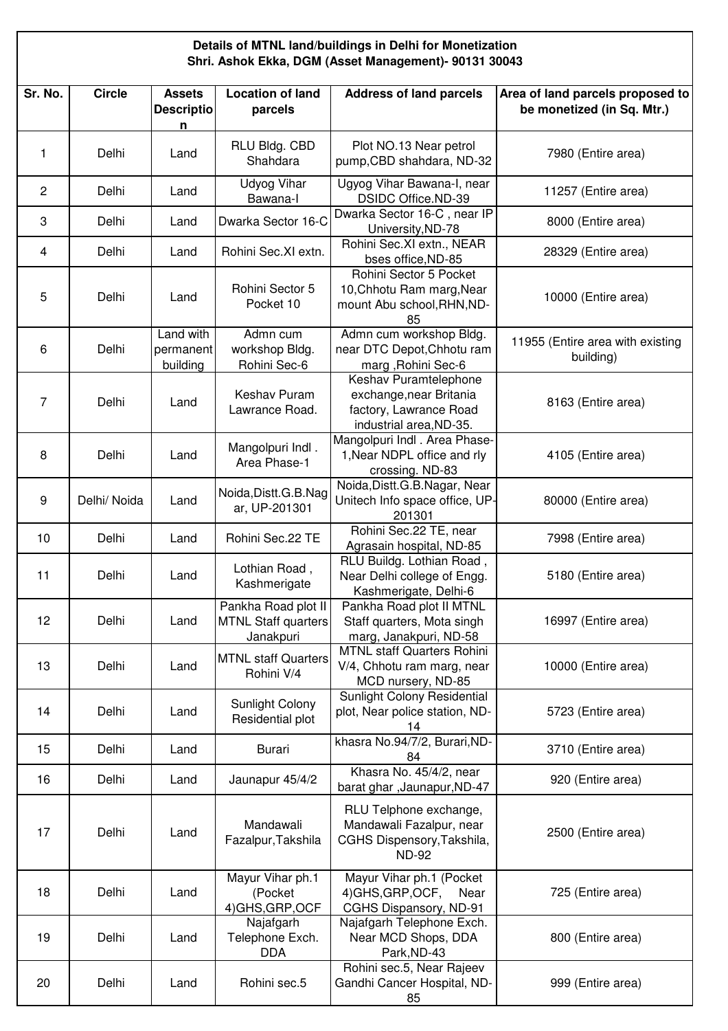**Details of MTNL land/buildings in Delhi for Monetization**
**Shri. Ashok Ekka, DGM (Asset Management)- 90131 30043**

| Sr. No. | Circle | Assets Description | Location of land parcels | Address of land parcels | Area of land parcels proposed to be monetized (in Sq. Mtr.) |
|---|---|---|---|---|---|
| 1 | Delhi | Land | RLU Bldg. CBD Shahdara | Plot NO.13 Near petrol pump,CBD shahdara, ND-32 | 7980 (Entire area) |
| 2 | Delhi | Land | Udyog Vihar Bawana-I | Ugyog Vihar Bawana-I, near DSIDC Office.ND-39 | 11257 (Entire area) |
| 3 | Delhi | Land | Dwarka Sector 16-C | Dwarka Sector 16-C , near IP University,ND-78 | 8000 (Entire area) |
| 4 | Delhi | Land | Rohini Sec.XI extn. | Rohini Sec.XI extn., NEAR bses office,ND-85 | 28329 (Entire area) |
| 5 | Delhi | Land | Rohini Sector 5 Pocket 10 | Rohini Sector 5 Pocket 10,Chhotu Ram marg,Near mount Abu school,RHN,ND-85 | 10000 (Entire area) |
| 6 | Delhi | Land with permanent building | Admn cum workshop Bldg. Rohini Sec-6 | Admn cum workshop Bldg. near DTC Depot,Chhotu ram marg ,Rohini Sec-6 | 11955 (Entire area with existing building) |
| 7 | Delhi | Land | Keshav Puram Lawrance Road. | Keshav Puramtelephone exchange,near Britania factory, Lawrance Road industrial area,ND-35. | 8163 (Entire area) |
| 8 | Delhi | Land | Mangolpuri Indl . Area Phase-1 | Mangolpuri Indl . Area Phase-1,Near NDPL office and rly crossing. ND-83 | 4105 (Entire area) |
| 9 | Delhi/ Noida | Land | Noida,Distt.G.B.Nagar, UP-201301 | Noida,Distt.G.B.Nagar, Near Unitech Info space office, UP-201301 | 80000 (Entire area) |
| 10 | Delhi | Land | Rohini Sec.22 TE | Rohini Sec.22 TE, near Agrasain hospital, ND-85 | 7998 (Entire area) |
| 11 | Delhi | Land | Lothian Road , Kashmerigate | RLU Buildg. Lothian Road , Near Delhi college of Engg. Kashmerigate, Delhi-6 | 5180 (Entire area) |
| 12 | Delhi | Land | Pankha Road plot II MTNL Staff quarters Janakpuri | Pankha Road plot II MTNL Staff quarters, Mota singh marg, Janakpuri, ND-58 | 16997 (Entire area) |
| 13 | Delhi | Land | MTNL staff Quarters Rohini V/4 | MTNL staff Quarters Rohini V/4, Chhotu ram marg, near MCD nursery, ND-85 | 10000 (Entire area) |
| 14 | Delhi | Land | Sunlight Colony Residential plot | Sunlight Colony Residential plot, Near police station, ND-14 | 5723 (Entire area) |
| 15 | Delhi | Land | Burari | khasra No.94/7/2, Burari,ND-84 | 3710 (Entire area) |
| 16 | Delhi | Land | Jaunapur 45/4/2 | Khasra No. 45/4/2, near barat ghar ,Jaunapur,ND-47 | 920 (Entire area) |
| 17 | Delhi | Land | Mandawali Fazalpur,Takshila | RLU Telphone exchange, Mandawali Fazalpur, near CGHS Dispensory,Takshila, ND-92 | 2500 (Entire area) |
| 18 | Delhi | Land | Mayur Vihar ph.1 (Pocket 4)GHS,GRP,OCF | Mayur Vihar ph.1 (Pocket 4)GHS,GRP,OCF, Near CGHS Dispansory, ND-91 | 725 (Entire area) |
| 19 | Delhi | Land | Najafgarh Telephone Exch. DDA | Najafgarh Telephone Exch. Near MCD Shops, DDA Park,ND-43 | 800 (Entire area) |
| 20 | Delhi | Land | Rohini sec.5 | Rohini sec.5, Near Rajeev Gandhi Cancer Hospital, ND-85 | 999 (Entire area) |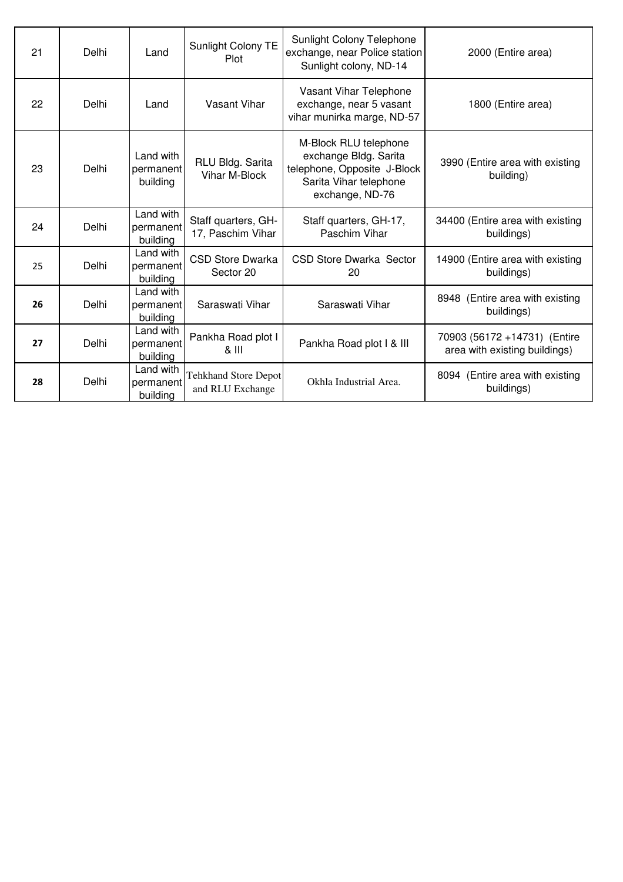| | | | | | |
|---|---|---|---|---|---|
| 21 | Delhi | Land | Sunlight Colony TE Plot | Sunlight Colony Telephone exchange, near Police station Sunlight colony, ND-14 | 2000 (Entire area) |
| 22 | Delhi | Land | Vasant Vihar | Vasant Vihar Telephone exchange, near 5 vasant vihar munirka marge, ND-57 | 1800 (Entire area) |
| 23 | Delhi | Land with permanent building | RLU Bldg. Sarita Vihar M-Block | M-Block RLU telephone exchange Bldg. Sarita telephone, Opposite J-Block Sarita Vihar telephone exchange, ND-76 | 3990 (Entire area with existing building) |
| 24 | Delhi | Land with permanent building | Staff quarters, GH-17, Paschim Vihar | Staff quarters, GH-17, Paschim Vihar | 34400 (Entire area with existing buildings) |
| 25 | Delhi | Land with permanent building | CSD Store Dwarka Sector 20 | CSD Store Dwarka Sector 20 | 14900 (Entire area with existing buildings) |
| 26 | Delhi | Land with permanent building | Saraswati Vihar | Saraswati Vihar | 8948 (Entire area with existing buildings) |
| 27 | Delhi | Land with permanent building | Pankha Road plot I & III | Pankha Road plot I & III | 70903 (56172 +14731) (Entire area with existing buildings) |
| 28 | Delhi | Land with permanent building | Tehkhand Store Depot and RLU Exchange | Okhla Industrial Area. | 8094 (Entire area with existing buildings) |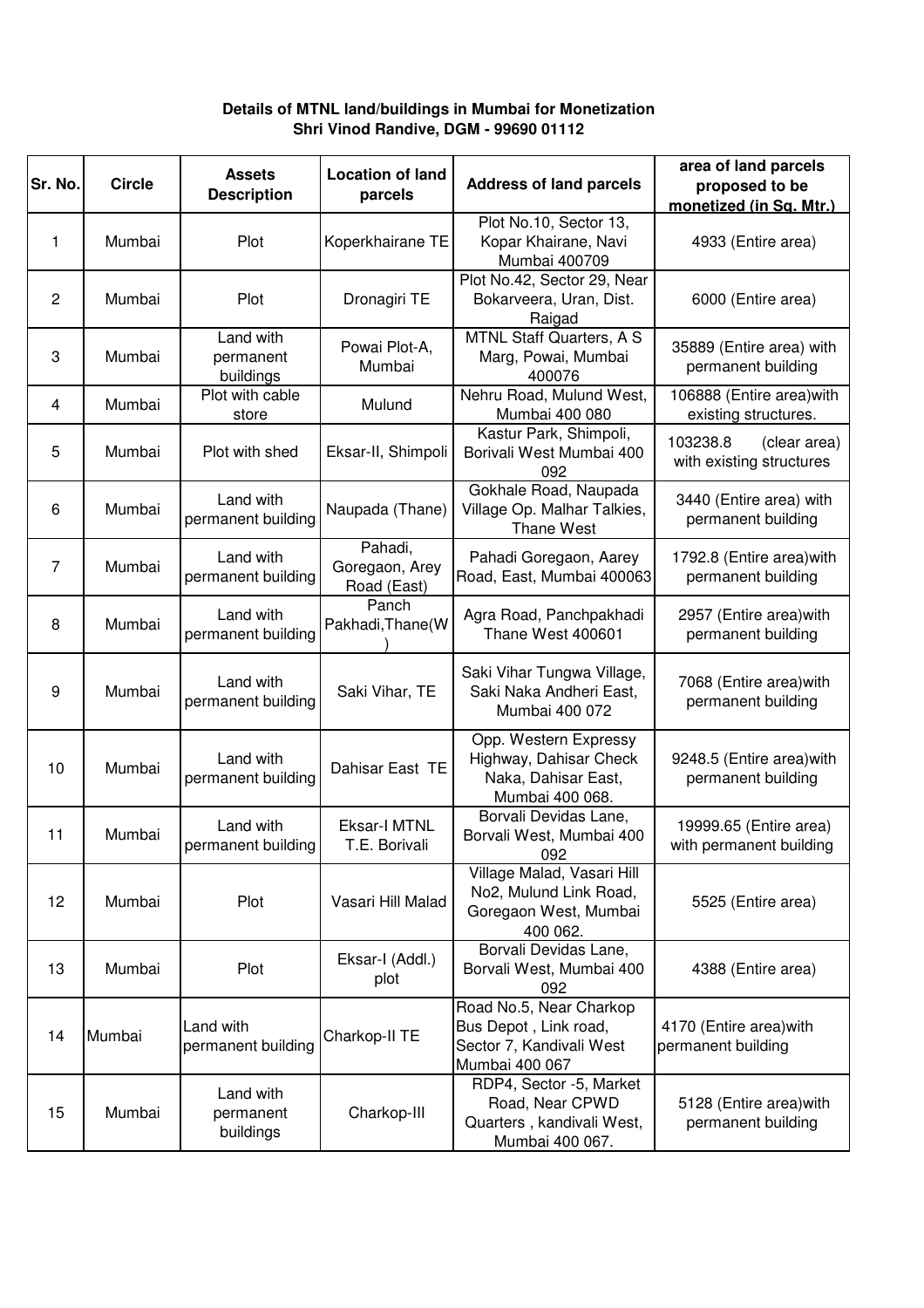**Details of MTNL land/buildings in Mumbai for Monetization**
**Shri Vinod Randive, DGM - 99690 01112**

| Sr. No. | Circle | Assets Description | Location of land parcels | Address of land parcels | area of land parcels proposed to be monetized (in Sq. Mtr.) |
|---|---|---|---|---|---|
| 1 | Mumbai | Plot | Koperkhairane TE | Plot No.10, Sector 13, Kopar Khairane, Navi Mumbai 400709 | 4933 (Entire area) |
| 2 | Mumbai | Plot | Dronagiri TE | Plot No.42, Sector 29, Near Bokarveera, Uran, Dist. Raigad | 6000 (Entire area) |
| 3 | Mumbai | Land with permanent buildings | Powai Plot-A, Mumbai | MTNL Staff Quarters, A S Marg, Powai, Mumbai 400076 | 35889 (Entire area) with permanent building |
| 4 | Mumbai | Plot with cable store | Mulund | Nehru Road, Mulund West, Mumbai 400 080 | 106888 (Entire area)with existing structures. |
| 5 | Mumbai | Plot with shed | Eksar-II, Shimpoli | Kastur Park, Shimpoli, Borivali West Mumbai 400 092 | 103238.8 (clear area) with existing structures |
| 6 | Mumbai | Land with permanent building | Naupada (Thane) | Gokhale Road, Naupada Village Op. Malhar Talkies, Thane West | 3440 (Entire area) with permanent building |
| 7 | Mumbai | Land with permanent building | Pahadi, Goregaon, Arey Road (East) | Pahadi Goregaon, Aarey Road, East, Mumbai 400063 | 1792.8 (Entire area)with permanent building |
| 8 | Mumbai | Land with permanent building | Panch Pakhadi,Thane(W) | Agra Road, Panchpakhadi Thane West 400601 | 2957 (Entire area)with permanent building |
| 9 | Mumbai | Land with permanent building | Saki Vihar, TE | Saki Vihar Tungwa Village, Saki Naka Andheri East, Mumbai 400 072 | 7068 (Entire area)with permanent building |
| 10 | Mumbai | Land with permanent building | Dahisar East TE | Opp. Western Expressy Highway, Dahisar Check Naka, Dahisar East, Mumbai 400 068. | 9248.5 (Entire area)with permanent building |
| 11 | Mumbai | Land with permanent building | Eksar-I MTNL T.E. Borivali | Borvali Devidas Lane, Borvali West, Mumbai 400 092 | 19999.65 (Entire area) with permanent building |
| 12 | Mumbai | Plot | Vasari Hill Malad | Village Malad, Vasari Hill No2, Mulund Link Road, Goregaon West, Mumbai 400 062. | 5525 (Entire area) |
| 13 | Mumbai | Plot | Eksar-I (Addl.) plot | Borvali Devidas Lane, Borvali West, Mumbai 400 092 | 4388 (Entire area) |
| 14 | Mumbai | Land with permanent building | Charkop-II TE | Road No.5, Near Charkop Bus Depot , Link road, Sector 7, Kandivali West Mumbai 400 067 | 4170 (Entire area)with permanent building |
| 15 | Mumbai | Land with permanent buildings | Charkop-III | RDP4, Sector -5, Market Road, Near CPWD Quarters , kandivali West, Mumbai 400 067. | 5128 (Entire area)with permanent building |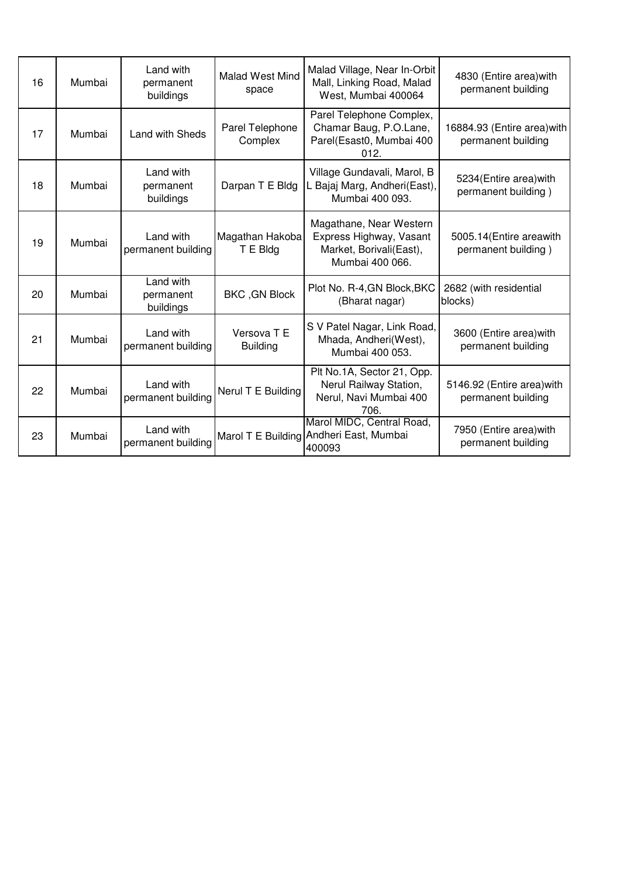| | | | | | |
|---|---|---|---|---|---|
| 16 | Mumbai | Land with permanent buildings | Malad West Mind space | Malad Village, Near In-Orbit Mall, Linking Road, Malad West, Mumbai 400064 | 4830 (Entire area)with permanent building |
| 17 | Mumbai | Land with Sheds | Parel Telephone Complex | Parel Telephone Complex, Chamar Baug, P.O.Lane, Parel(Esast0, Mumbai 400 012. | 16884.93 (Entire area)with permanent building |
| 18 | Mumbai | Land with permanent buildings | Darpan T E Bldg | Village Gundavali, Marol, B L Bajaj Marg, Andheri(East), Mumbai 400 093. | 5234(Entire area)with permanent building ) |
| 19 | Mumbai | Land with permanent building | Magathan Hakoba T E Bldg | Magathane, Near Western Express Highway, Vasant Market, Borivali(East), Mumbai 400 066. | 5005.14(Entire areawith permanent building ) |
| 20 | Mumbai | Land with permanent buildings | BKC ,GN Block | Plot No. R-4,GN Block,BKC (Bharat nagar) | 2682 (with residential blocks) |
| 21 | Mumbai | Land with permanent building | Versova T E Building | S V Patel Nagar, Link Road, Mhada, Andheri(West), Mumbai 400 053. | 3600 (Entire area)with permanent building |
| 22 | Mumbai | Land with permanent building | Nerul T E Building | Plt No.1A, Sector 21, Opp. Nerul Railway Station, Nerul, Navi Mumbai 400 706. | 5146.92 (Entire area)with permanent building |
| 23 | Mumbai | Land with permanent building | Marol T E Building | Marol MIDC, Central Road, Andheri East, Mumbai 400093 | 7950 (Entire area)with permanent building |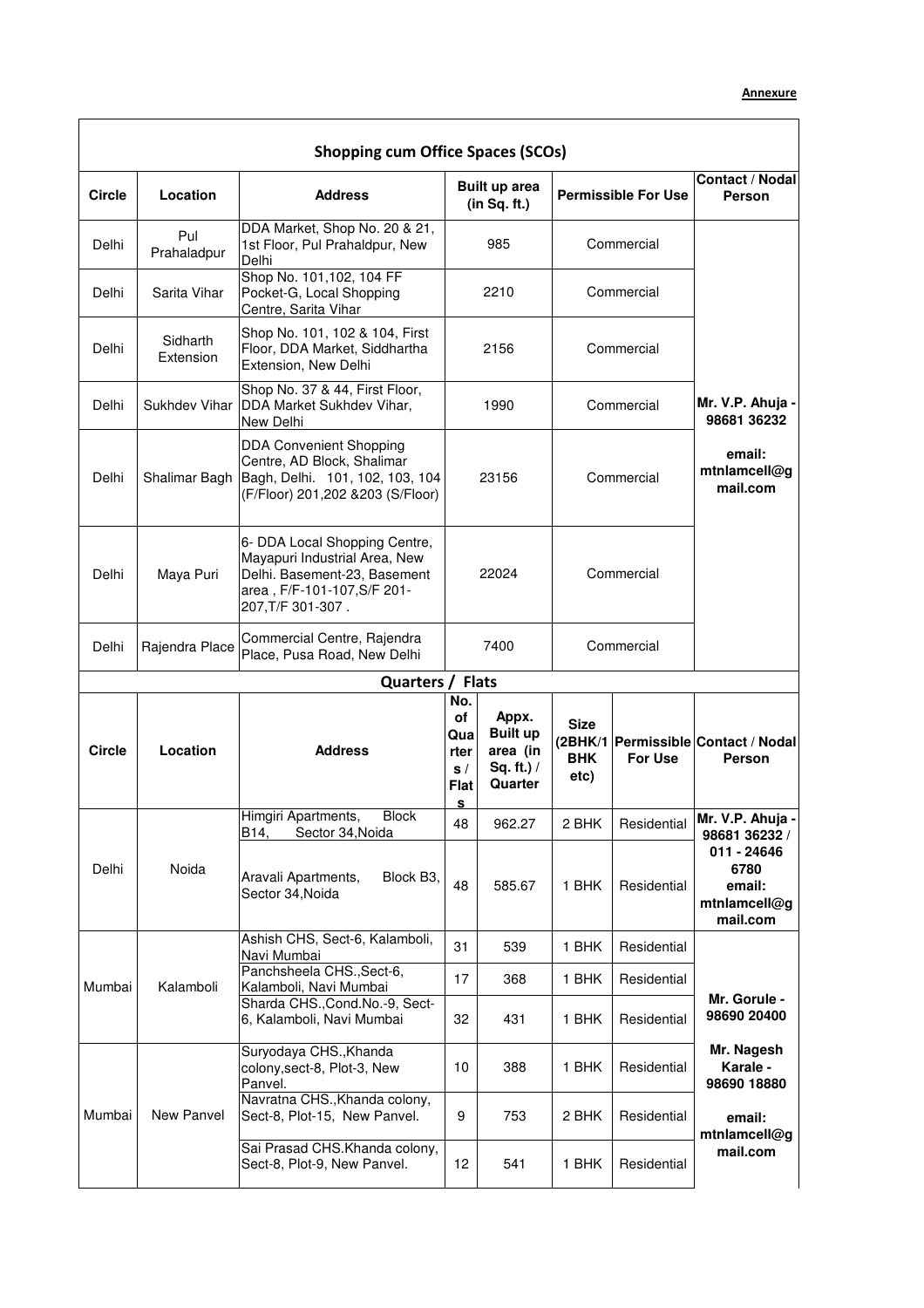**Annexure**

## Shopping cum Office Spaces (SCOs)

| Circle | Location | Address | Built up area (in Sq. ft.) | Permissible For Use | Contact / Nodal Person |
|---|---|---|---|---|---|
| Delhi | Pul Prahaladpur | DDA Market, Shop No. 20 & 21, 1st Floor, Pul Prahaldpur, New Delhi | 985 | Commercial | Mr. V.P. Ahuja - 98681 36232<br>email: mtnlamcell@gmail.com |
| Delhi | Sarita Vihar | Shop No. 101,102, 104 FF Pocket-G, Local Shopping Centre, Sarita Vihar | 2210 | Commercial | |
| Delhi | Sidharth Extension | Shop No. 101, 102 & 104, First Floor, DDA Market, Siddhartha Extension, New Delhi | 2156 | Commercial | |
| Delhi | Sukhdev Vihar | Shop No. 37 & 44, First Floor, DDA Market Sukhdev Vihar, New Delhi | 1990 | Commercial | |
| Delhi | Shalimar Bagh | DDA Convenient Shopping Centre, AD Block, Shalimar Bagh, Delhi. 101, 102, 103, 104 (F/Floor) 201,202 &203 (S/Floor) | 23156 | Commercial | |
| Delhi | Maya Puri | 6- DDA Local Shopping Centre, Mayapuri Industrial Area, New Delhi. Basement-23, Basement area , F/F-101-107,S/F 201-207,T/F 301-307 . | 22024 | Commercial | |
| Delhi | Rajendra Place | Commercial Centre, Rajendra Place, Pusa Road, New Delhi | 7400 | Commercial | |

## Quarters / Flats

| Circle | Location | Address | No. of Quarters / Flats | Appx. Built up area (in Sq. ft.) / Quarter | Size (2BHK/1 BHK etc) | Permissible For Use | Contact / Nodal Person |
|---|---|---|---|---|---|---|---|
| Delhi | Noida | Himgiri Apartments, Block B14, Sector 34,Noida | 48 | 962.27 | 2 BHK | Residential | Mr. V.P. Ahuja - 98681 36232 / 011 - 24646 6780<br>email: mtnlamcell@gmail.com |
| | | Aravali Apartments, Block B3, Sector 34,Noida | 48 | 585.67 | 1 BHK | Residential | |
| Mumbai | Kalamboli | Ashish CHS, Sect-6, Kalamboli, Navi Mumbai | 31 | 539 | 1 BHK | Residential | Mr. Gorule - 98690 20400<br>Mr. Nagesh Karale - 98690 18880<br>email: mtnlamcell@gmail.com |
| | | Panchsheela CHS.,Sect-6, Kalamboli, Navi Mumbai | 17 | 368 | 1 BHK | Residential | |
| | | Sharda CHS.,Cond.No.-9, Sect-6, Kalamboli, Navi Mumbai | 32 | 431 | 1 BHK | Residential | |
| Mumbai | New Panvel | Suryodaya CHS.,Khanda colony,sect-8, Plot-3, New Panvel. | 10 | 388 | 1 BHK | Residential | |
| | | Navratna CHS.,Khanda colony, Sect-8, Plot-15, New Panvel. | 9 | 753 | 2 BHK | Residential | |
| | | Sai Prasad CHS.Khanda colony, Sect-8, Plot-9, New Panvel. | 12 | 541 | 1 BHK | Residential | |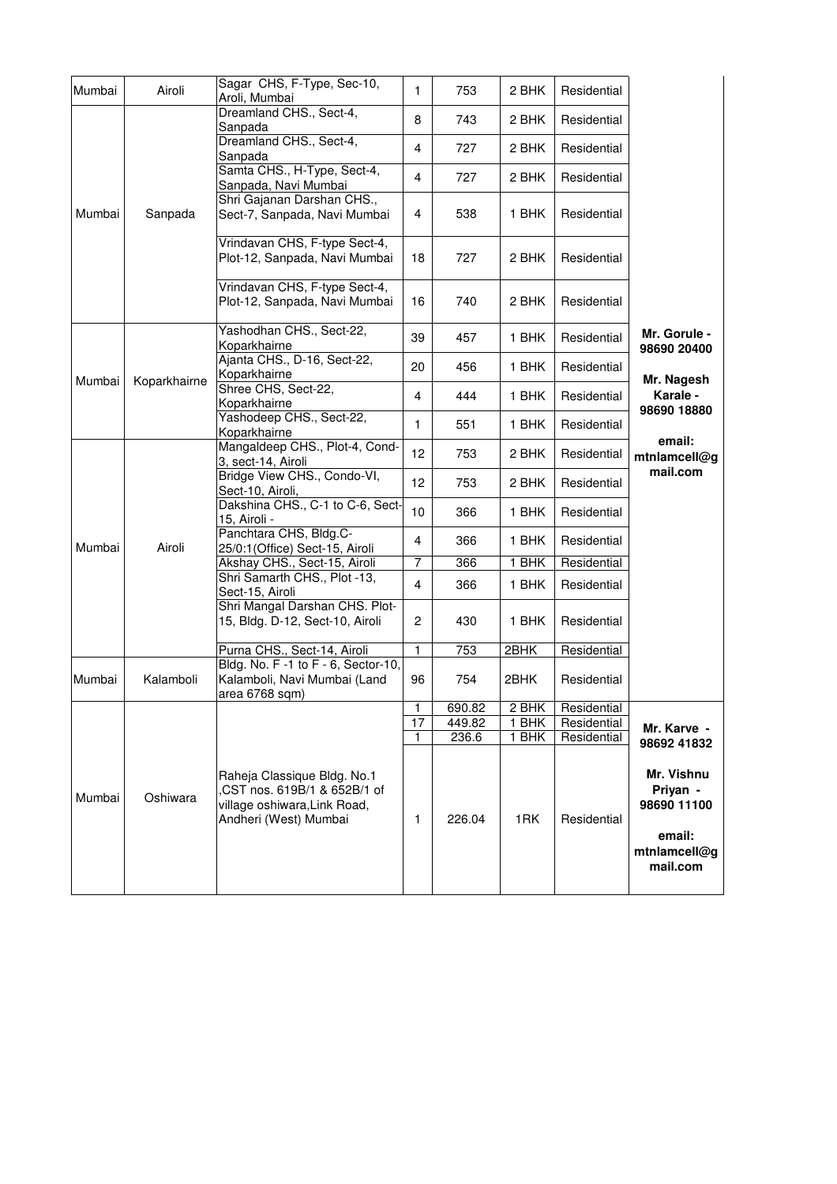| | | | | | | | |
|---|---|---|---|---|---|---|---|
| Mumbai | Airoli | Sagar CHS, F-Type, Sec-10, Aroli, Mumbai | 1 | 753 | 2 BHK | Residential | |
| Mumbai | Sanpada | Dreamland CHS., Sect-4, Sanpada | 8 | 743 | 2 BHK | Residential | |
| | | Dreamland CHS., Sect-4, Sanpada | 4 | 727 | 2 BHK | Residential | |
| | | Samta CHS., H-Type, Sect-4, Sanpada, Navi Mumbai | 4 | 727 | 2 BHK | Residential | |
| | | Shri Gajanan Darshan CHS., Sect-7, Sanpada, Navi Mumbai | 4 | 538 | 1 BHK | Residential | |
| | | Vrindavan CHS, F-type Sect-4, Plot-12, Sanpada, Navi Mumbai | 18 | 727 | 2 BHK | Residential | |
| | | Vrindavan CHS, F-type Sect-4, Plot-12, Sanpada, Navi Mumbai | 16 | 740 | 2 BHK | Residential | |
| Mumbai | Koparkhairne | Yashodhan CHS., Sect-22, Koparkhairne | 39 | 457 | 1 BHK | Residential | **Mr. Gorule - 98690 20400** **Mr. Nagesh Karale - 98690 18880** **email: mtnlamcell@gmail.com** |
| | | Ajanta CHS., D-16, Sect-22, Koparkhairne | 20 | 456 | 1 BHK | Residential | |
| | | Shree CHS, Sect-22, Koparkhairne | 4 | 444 | 1 BHK | Residential | |
| | | Yashodeep CHS., Sect-22, Koparkhairne | 1 | 551 | 1 BHK | Residential | |
| Mumbai | Airoli | Mangaldeep CHS., Plot-4, Cond-3, sect-14, Airoli | 12 | 753 | 2 BHK | Residential | |
| | | Bridge View CHS., Condo-VI, Sect-10, Airoli, | 12 | 753 | 2 BHK | Residential | |
| | | Dakshina CHS., C-1 to C-6, Sect-15, Airoli - | 10 | 366 | 1 BHK | Residential | |
| | | Panchtara CHS, Bldg.C-25/0:1(Office) Sect-15, Airoli | 4 | 366 | 1 BHK | Residential | |
| | | Akshay CHS., Sect-15, Airoli | 7 | 366 | 1 BHK | Residential | |
| | | Shri Samarth CHS., Plot -13, Sect-15, Airoli | 4 | 366 | 1 BHK | Residential | |
| | | Shri Mangal Darshan CHS. Plot-15, Bldg. D-12, Sect-10, Airoli | 2 | 430 | 1 BHK | Residential | |
| | | Purna CHS., Sect-14, Airoli | 1 | 753 | 2BHK | Residential | |
| Mumbai | Kalamboli | Bldg. No. F -1 to F - 6, Sector-10, Kalamboli, Navi Mumbai (Land area 6768 sqm) | 96 | 754 | 2BHK | Residential | |
| Mumbai | Oshiwara | Raheja Classique Bldg. No.1 ,CST nos. 619B/1 & 652B/1 of village oshiwara,Link Road, Andheri (West) Mumbai | 1 | 690.82 | 2 BHK | Residential | **Mr. Karve - 98692 41832** **Mr. Vishnu Priyan - 98690 11100** **email: mtnlamcell@gmail.com** |
| | | | 17 | 449.82 | 1 BHK | Residential | |
| | | | 1 | 236.6 | 1 BHK | Residential | |
| | | | 1 | 226.04 | 1RK | Residential | |